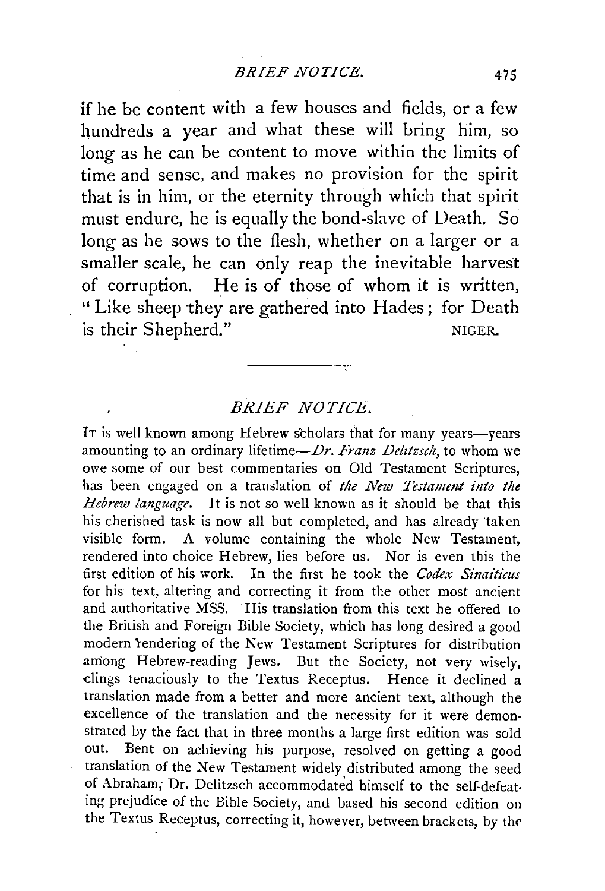if he be content with a few houses and fields, or a few hundreds a year and what these will bring him, so long as he can be content to move within the limits of time and sense, and makes no provision for the spirit that is in him, or the eternity through which that spirit must endure, he is equally the bond-slave of Death. So long as he sows to the flesh, whether on a larger or a smaller scale, he can only reap the inevitable harvest of corruption. He is of those of whom it is written, "Like sheep they are gathered into Hades; for Death is their Shepherd."

NIGER.

---

## BRIEF NOTICE.

It is well known among Hebrew scholars that for many years—years amounting to an ordinary lifetime—*Dr. Franz Delitzsch*, to whom we owe some of our best commentaries on Old Testament Scriptures, has been engaged on a translation of *the New Testament into the Hebrew language*. It is not so well known as it should be that this his cherished task is now all but completed, and has already taken visible form. A volume containing the whole New Testament, rendered into choice Hebrew, lies before us. Nor is even this the first edition of his work. In the first he took the *Codex Sinaiticus* for his text, altering and correcting it from the other most ancient and authoritative MSS. His translation from this text he offered to the British and Foreign Bible Society, which has long desired a good modern rendering of the New Testament Scriptures for distribution among Hebrew-reading Jews. But the Society, not very wisely, clings tenaciously to the Textus Receptus. Hence it declined a translation made from a better and more ancient text, although the excellence of the translation and the necessity for it were demonstrated by the fact that in three months a large first edition was sold out. Bent on achieving his purpose, resolved on getting a good translation of the New Testament widely distributed among the seed of Abraham, Dr. Delitzsch accommodated himself to the self-defeating prejudice of the Bible Society, and based his second edition on the Textus Receptus, correcting it, however, between brackets, by the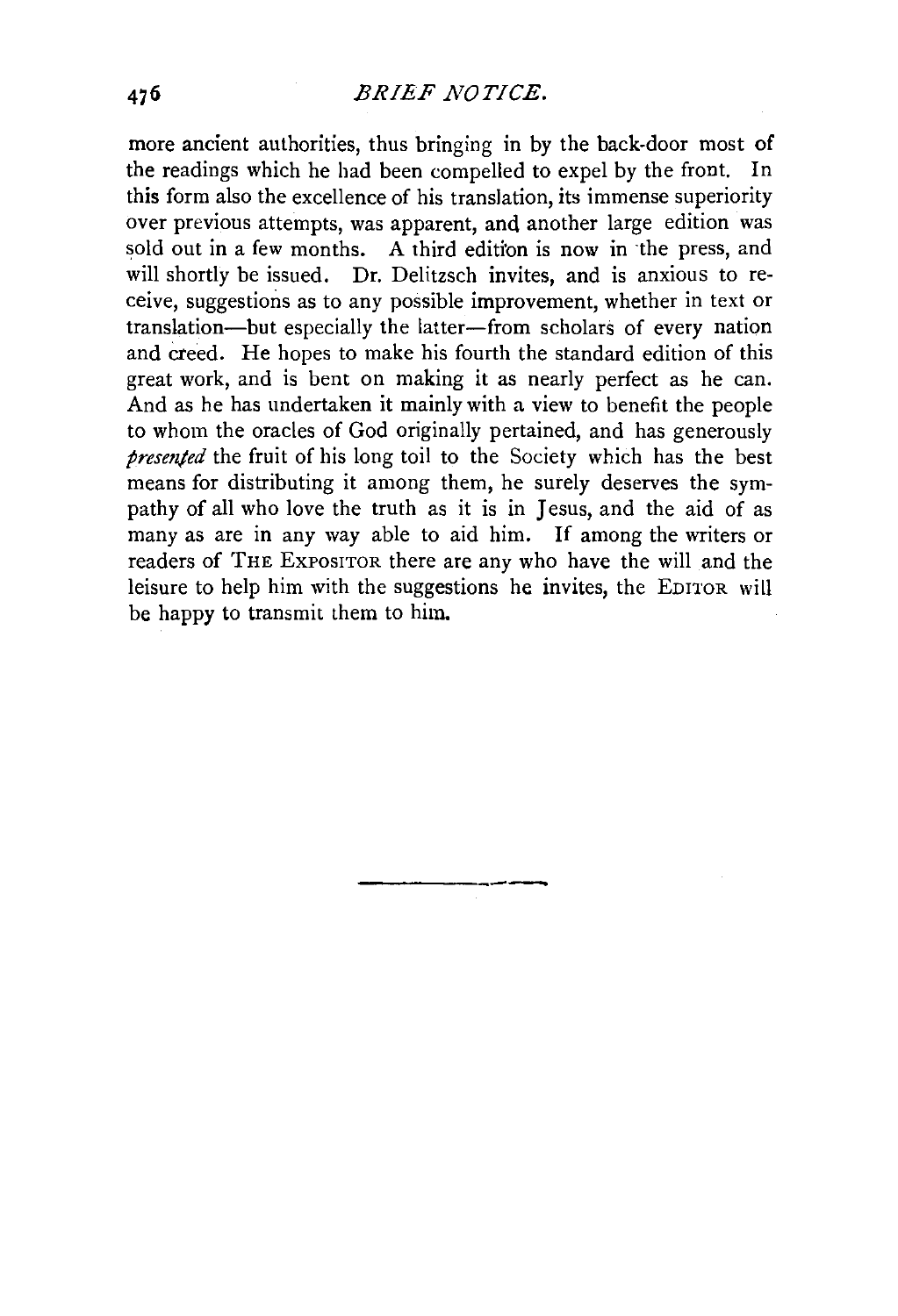more ancient authorities, thus bringing in by the back-door most of the readings which he had been compelled to expel by the front. In this form also the excellence of his translation, its immense superiority over previous attempts, was apparent, and another large edition was sold out in a few months. A third edition is now in the press, and will shortly be issued. Dr. Delitzsch invites, and is anxious to receive, suggestions as to any possible improvement, whether in text or translation—but especially the latter—from scholars of every nation and creed. He hopes to make his fourth the standard edition of this great work, and is bent on making it as nearly perfect as he can. And as he has undertaken it mainly with a view to benefit the people to whom the oracles of God originally pertained, and has generously *presented* the fruit of his long toil to the Society which has the best means for distributing it among them, he surely deserves the sympathy of all who love the truth as it is in Jesus, and the aid of as many as are in any way able to aid him. If among the writers or readers of THE EXPOSITOR there are any who have the will and the leisure to help him with the suggestions he invites, the EDITOR will be happy to transmit them to him.